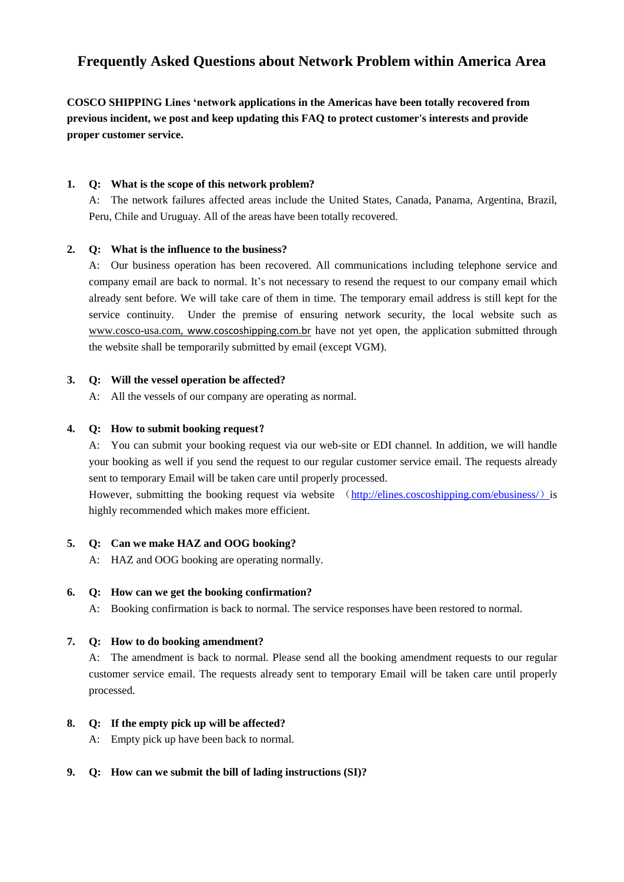# Frequently Asked Questions about Network Problem within America Area

**COSCO SHIPPING Lines 'network applications in the Americas have been totally recovered from previous incident, we post and keep updating this FAQ to protect customer's interests and provide proper customer service.**

1. **Q: What is the scope of this network problem?**

   A: The network failures affected areas include the United States, Canada, Panama, Argentina, Brazil, Peru, Chile and Uruguay. All of the areas have been totally recovered.

2. **Q: What is the influence to the business?**

   A: Our business operation has been recovered. All communications including telephone service and company email are back to normal. It's not necessary to resend the request to our company email which already sent before. We will take care of them in time. The temporary email address is still kept for the service continuity. Under the premise of ensuring network security, the local website such as www.cosco-usa.com, www.coscoshipping.com.br have not yet open, the application submitted through the website shall be temporarily submitted by email (except VGM).

3. **Q: Will the vessel operation be affected?**

   A: All the vessels of our company are operating as normal.

4. **Q: How to submit booking request?**

   A: You can submit your booking request via our web-site or EDI channel. In addition, we will handle your booking as well if you send the request to our regular customer service email. The requests already sent to temporary Email will be taken care until properly processed.

   However, submitting the booking request via website （http://elines.coscoshipping.com/ebusiness/） is highly recommended which makes more efficient.

5. **Q: Can we make HAZ and OOG booking?**

   A: HAZ and OOG booking are operating normally.

6. **Q: How can we get the booking confirmation?**

   A: Booking confirmation is back to normal. The service responses have been restored to normal.

7. **Q: How to do booking amendment?**

   A: The amendment is back to normal. Please send all the booking amendment requests to our regular customer service email. The requests already sent to temporary Email will be taken care until properly processed.

8. **Q: If the empty pick up will be affected?**

   A: Empty pick up have been back to normal.

9. **Q: How can we submit the bill of lading instructions (SI)?**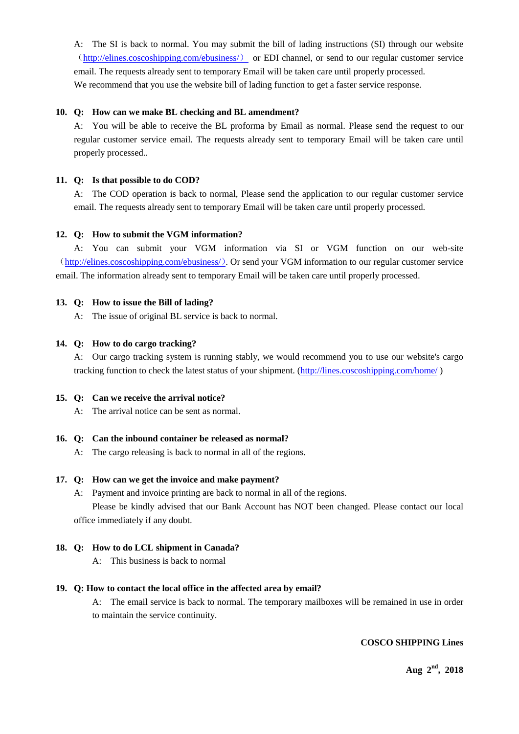A: The SI is back to normal. You may submit the bill of lading instructions (SI) through our website （http://elines.coscoshipping.com/ebusiness/） or EDI channel, or send to our regular customer service email. The requests already sent to temporary Email will be taken care until properly processed.

We recommend that you use the website bill of lading function to get a faster service response.

**10. Q: How can we make BL checking and BL amendment?**

A: You will be able to receive the BL proforma by Email as normal. Please send the request to our regular customer service email. The requests already sent to temporary Email will be taken care until properly processed..

**11. Q: Is that possible to do COD?**

A: The COD operation is back to normal, Please send the application to our regular customer service email. The requests already sent to temporary Email will be taken care until properly processed.

**12. Q: How to submit the VGM information?**

A: You can submit your VGM information via SI or VGM function on our web-site （http://elines.coscoshipping.com/ebusiness/）. Or send your VGM information to our regular customer service email. The information already sent to temporary Email will be taken care until properly processed.

**13. Q: How to issue the Bill of lading?**

A: The issue of original BL service is back to normal.

**14. Q: How to do cargo tracking?**

A: Our cargo tracking system is running stably, we would recommend you to use our website's cargo tracking function to check the latest status of your shipment. (http://lines.coscoshipping.com/home/ )

**15. Q: Can we receive the arrival notice?**

A: The arrival notice can be sent as normal.

**16. Q: Can the inbound container be released as normal?**

A: The cargo releasing is back to normal in all of the regions.

**17. Q: How can we get the invoice and make payment?**

A: Payment and invoice printing are back to normal in all of the regions.

Please be kindly advised that our Bank Account has NOT been changed. Please contact our local office immediately if any doubt.

**18. Q: How to do LCL shipment in Canada?**

A: This business is back to normal

**19. Q: How to contact the local office in the affected area by email?**

A: The email service is back to normal. The temporary mailboxes will be remained in use in order to maintain the service continuity.

**COSCO SHIPPING Lines**

**Aug 2nd, 2018**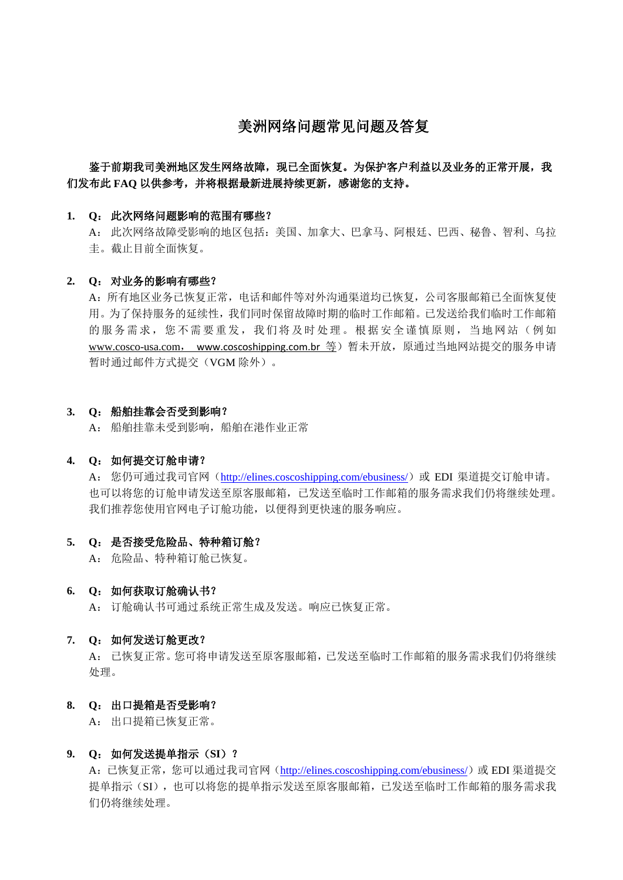# 美洲网络问题常见问题及答复

**鉴于前期我司美洲地区发生网络故障，现已全面恢复。为保护客户利益以及业务的正常开展，我们发布此 FAQ 以供参考，并将根据最新进展持续更新，感谢您的支持。**

1. **Q：此次网络问题影响的范围有哪些？**

   A：此次网络故障受影响的地区包括：美国、加拿大、巴拿马、阿根廷、巴西、秘鲁、智利、乌拉圭。截止目前全面恢复。

2. **Q：对业务的影响有哪些？**

   A：所有地区业务已恢复正常，电话和邮件等对外沟通渠道均已恢复，公司客服邮箱已全面恢复使用。为了保持服务的延续性，我们同时保留故障时期的临时工作邮箱。已发送给我们临时工作邮箱的服务需求，您不需要重发，我们将及时处理。根据安全谨慎原则，当地网站（例如 www.cosco-usa.com， www.coscoshipping.com.br 等）暂未开放，原通过当地网站提交的服务申请暂时通过邮件方式提交（VGM 除外）。

3. **Q：船舶挂靠会否受到影响？**

   A：船舶挂靠未受到影响，船舶在港作业正常

4. **Q：如何提交订舱申请？**

   A：您仍可通过我司官网（http://elines.coscoshipping.com/ebusiness/）或 EDI 渠道提交订舱申请。也可以将您的订舱申请发送至原客服邮箱，已发送至临时工作邮箱的服务需求我们仍将继续处理。我们推荐您使用官网电子订舱功能，以便得到更快速的服务响应。

5. **Q：是否接受危险品、特种箱订舱？**

   A：危险品、特种箱订舱已恢复。

6. **Q：如何获取订舱确认书？**

   A：订舱确认书可通过系统正常生成及发送。响应已恢复正常。

7. **Q：如何发送订舱更改？**

   A：已恢复正常。您可将申请发送至原客服邮箱，已发送至临时工作邮箱的服务需求我们仍将继续处理。

8. **Q：出口提箱是否受影响？**

   A：出口提箱已恢复正常。

9. **Q：如何发送提单指示（SI）？**

   A：已恢复正常，您可以通过我司官网（http://elines.coscoshipping.com/ebusiness/）或 EDI 渠道提交提单指示（SI），也可以将您的提单指示发送至原客服邮箱，已发送至临时工作邮箱的服务需求我们仍将继续处理。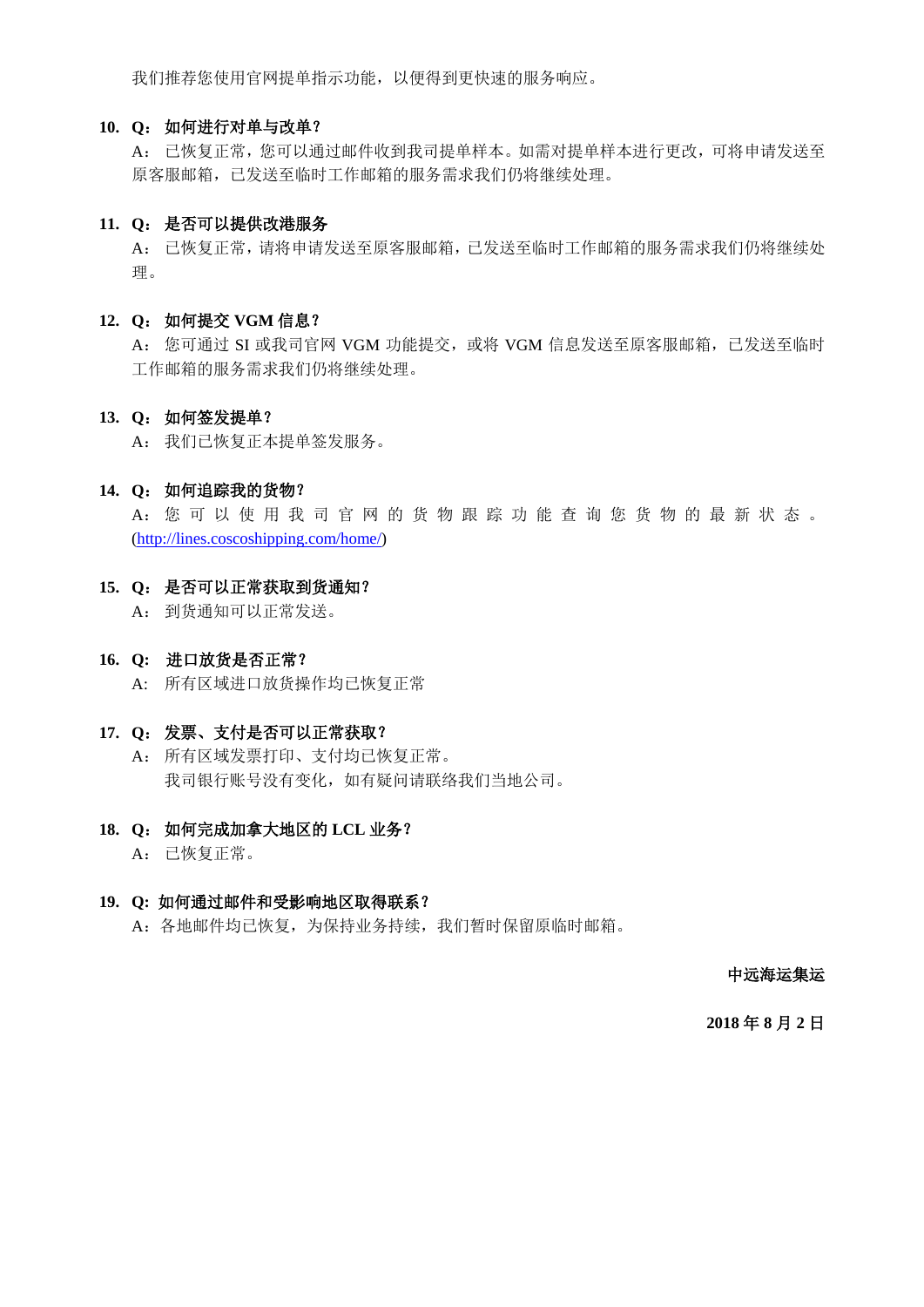我们推荐您使用官网提单指示功能，以便得到更快速的服务响应。

10. **Q： 如何进行对单与改单？**
    A： 已恢复正常，您可以通过邮件收到我司提单样本。如需对提单样本进行更改，可将申请发送至原客服邮箱，已发送至临时工作邮箱的服务需求我们仍将继续处理。

11. **Q： 是否可以提供改港服务**
    A： 已恢复正常，请将申请发送至原客服邮箱，已发送至临时工作邮箱的服务需求我们仍将继续处理。

12. **Q： 如何提交 VGM 信息？**
    A： 您可通过 SI 或我司官网 VGM 功能提交，或将 VGM 信息发送至原客服邮箱，已发送至临时工作邮箱的服务需求我们仍将继续处理。

13. **Q： 如何签发提单？**
    A： 我们已恢复正本提单签发服务。

14. **Q： 如何追踪我的货物？**
    A： 您可以使用我司官网的货物跟踪功能查询您货物的最新状态。(http://lines.coscoshipping.com/home/)

15. **Q： 是否可以正常获取到货通知？**
    A： 到货通知可以正常发送。

16. **Q: 进口放货是否正常？**
    A: 所有区域进口放货操作均已恢复正常

17. **Q： 发票、支付是否可以正常获取？**
    A： 所有区域发票打印、支付均已恢复正常。
    我司银行账号没有变化，如有疑问请联络我们当地公司。

18. **Q： 如何完成加拿大地区的 LCL 业务？**
    A： 已恢复正常。

19. **Q: 如何通过邮件和受影响地区取得联系？**
    A：各地邮件均已恢复，为保持业务持续，我们暂时保留原临时邮箱。

**中远海运集运**

**2018 年 8 月 2 日**